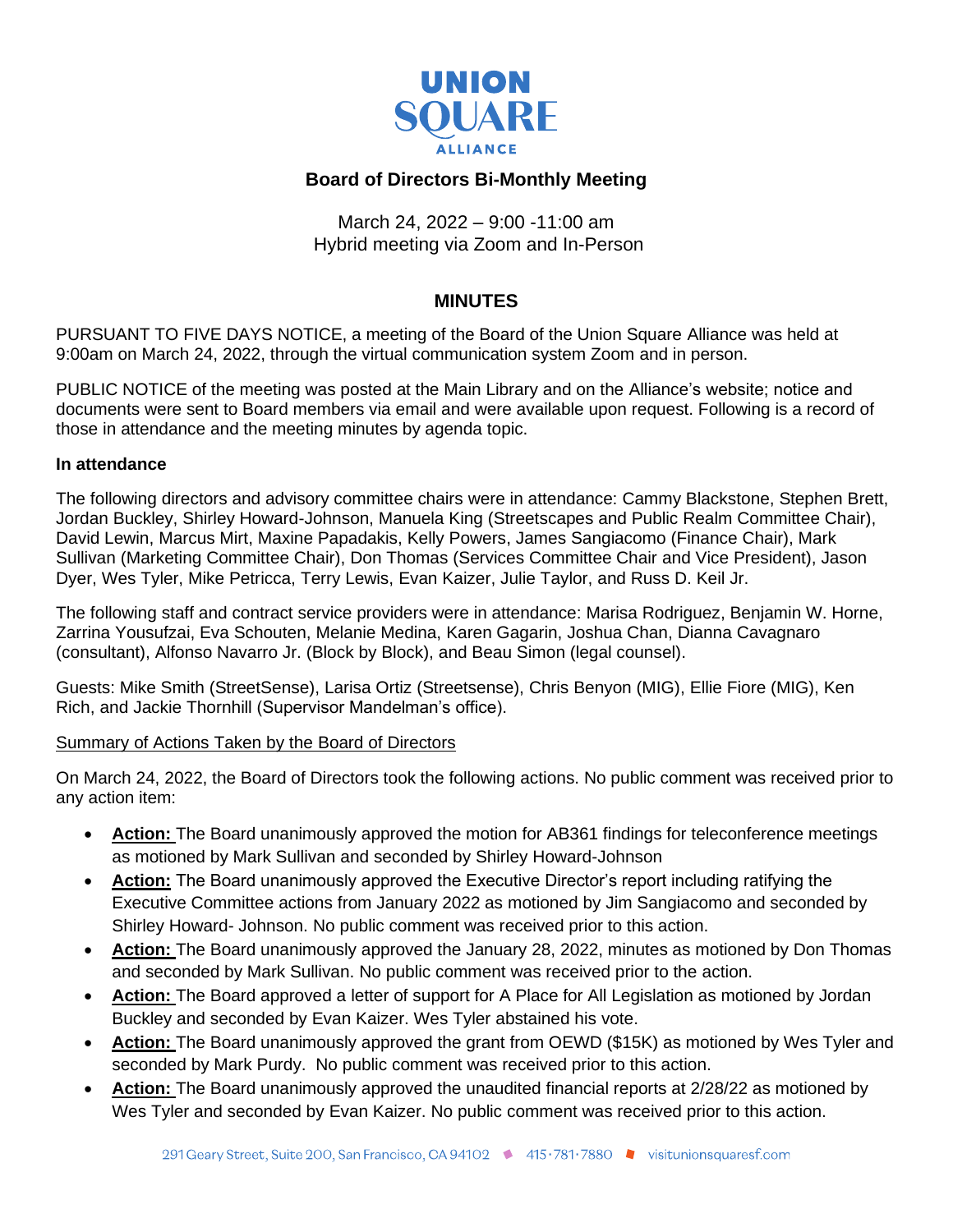# UNION SQUARE ALLIANCE

## Board of Directors Bi-Monthly Meeting

March 24, 2022 – 9:00 -11:00 am
Hybrid meeting via Zoom and In-Person

## MINUTES

PURSUANT TO FIVE DAYS NOTICE, a meeting of the Board of the Union Square Alliance was held at 9:00am on March 24, 2022, through the virtual communication system Zoom and in person.

PUBLIC NOTICE of the meeting was posted at the Main Library and on the Alliance's website; notice and documents were sent to Board members via email and were available upon request. Following is a record of those in attendance and the meeting minutes by agenda topic.

**In attendance**

The following directors and advisory committee chairs were in attendance: Cammy Blackstone, Stephen Brett, Jordan Buckley, Shirley Howard-Johnson, Manuela King (Streetscapes and Public Realm Committee Chair), David Lewin, Marcus Mirt, Maxine Papadakis, Kelly Powers, James Sangiacomo (Finance Chair), Mark Sullivan (Marketing Committee Chair), Don Thomas (Services Committee Chair and Vice President), Jason Dyer, Wes Tyler, Mike Petricca, Terry Lewis, Evan Kaizer, Julie Taylor, and Russ D. Keil Jr.

The following staff and contract service providers were in attendance: Marisa Rodriguez, Benjamin W. Horne, Zarrina Yousufzai, Eva Schouten, Melanie Medina, Karen Gagarin, Joshua Chan, Dianna Cavagnaro (consultant), Alfonso Navarro Jr. (Block by Block), and Beau Simon (legal counsel).

Guests: Mike Smith (StreetSense), Larisa Ortiz (Streetsense), Chris Benyon (MIG), Ellie Fiore (MIG), Ken Rich, and Jackie Thornhill (Supervisor Mandelman's office).

<u>Summary of Actions Taken by the Board of Directors</u>

On March 24, 2022, the Board of Directors took the following actions. No public comment was received prior to any action item:

- **<u>Action:</u>** The Board unanimously approved the motion for AB361 findings for teleconference meetings as motioned by Mark Sullivan and seconded by Shirley Howard-Johnson
- **<u>Action:</u>** The Board unanimously approved the Executive Director's report including ratifying the Executive Committee actions from January 2022 as motioned by Jim Sangiacomo and seconded by Shirley Howard- Johnson. No public comment was received prior to this action.
- **<u>Action:</u>** The Board unanimously approved the January 28, 2022, minutes as motioned by Don Thomas and seconded by Mark Sullivan. No public comment was received prior to the action.
- **<u>Action:</u>** The Board approved a letter of support for A Place for All Legislation as motioned by Jordan Buckley and seconded by Evan Kaizer. Wes Tyler abstained his vote.
- **<u>Action:</u>** The Board unanimously approved the grant from OEWD ($15K) as motioned by Wes Tyler and seconded by Mark Purdy. No public comment was received prior to this action.
- **<u>Action:</u>** The Board unanimously approved the unaudited financial reports at 2/28/22 as motioned by Wes Tyler and seconded by Evan Kaizer. No public comment was received prior to this action.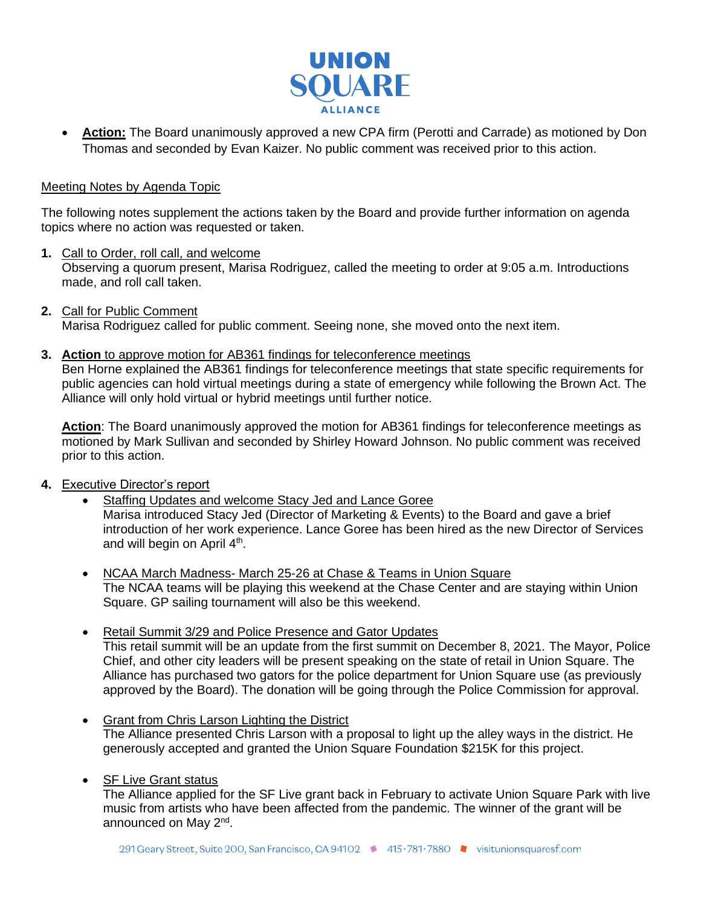- **Action:** The Board unanimously approved a new CPA firm (Perotti and Carrade) as motioned by Don Thomas and seconded by Evan Kaizer. No public comment was received prior to this action.

Meeting Notes by Agenda Topic

The following notes supplement the actions taken by the Board and provide further information on agenda topics where no action was requested or taken.

1. Call to Order, roll call, and welcome
   Observing a quorum present, Marisa Rodriguez, called the meeting to order at 9:05 a.m. Introductions made, and roll call taken.

2. Call for Public Comment
   Marisa Rodriguez called for public comment. Seeing none, she moved onto the next item.

3. **Action** to approve motion for AB361 findings for teleconference meetings
   Ben Horne explained the AB361 findings for teleconference meetings that state specific requirements for public agencies can hold virtual meetings during a state of emergency while following the Brown Act. The Alliance will only hold virtual or hybrid meetings until further notice.

   **Action**: The Board unanimously approved the motion for AB361 findings for teleconference meetings as motioned by Mark Sullivan and seconded by Shirley Howard Johnson. No public comment was received prior to this action.

4. Executive Director's report
   - Staffing Updates and welcome Stacy Jed and Lance Goree
     Marisa introduced Stacy Jed (Director of Marketing & Events) to the Board and gave a brief introduction of her work experience. Lance Goree has been hired as the new Director of Services and will begin on April 4th.

   - NCAA March Madness- March 25-26 at Chase & Teams in Union Square
     The NCAA teams will be playing this weekend at the Chase Center and are staying within Union Square. GP sailing tournament will also be this weekend.

   - Retail Summit 3/29 and Police Presence and Gator Updates
     This retail summit will be an update from the first summit on December 8, 2021. The Mayor, Police Chief, and other city leaders will be present speaking on the state of retail in Union Square. The Alliance has purchased two gators for the police department for Union Square use (as previously approved by the Board). The donation will be going through the Police Commission for approval.

   - Grant from Chris Larson Lighting the District
     The Alliance presented Chris Larson with a proposal to light up the alley ways in the district. He generously accepted and granted the Union Square Foundation $215K for this project.

   - SF Live Grant status
     The Alliance applied for the SF Live grant back in February to activate Union Square Park with live music from artists who have been affected from the pandemic. The winner of the grant will be announced on May 2nd.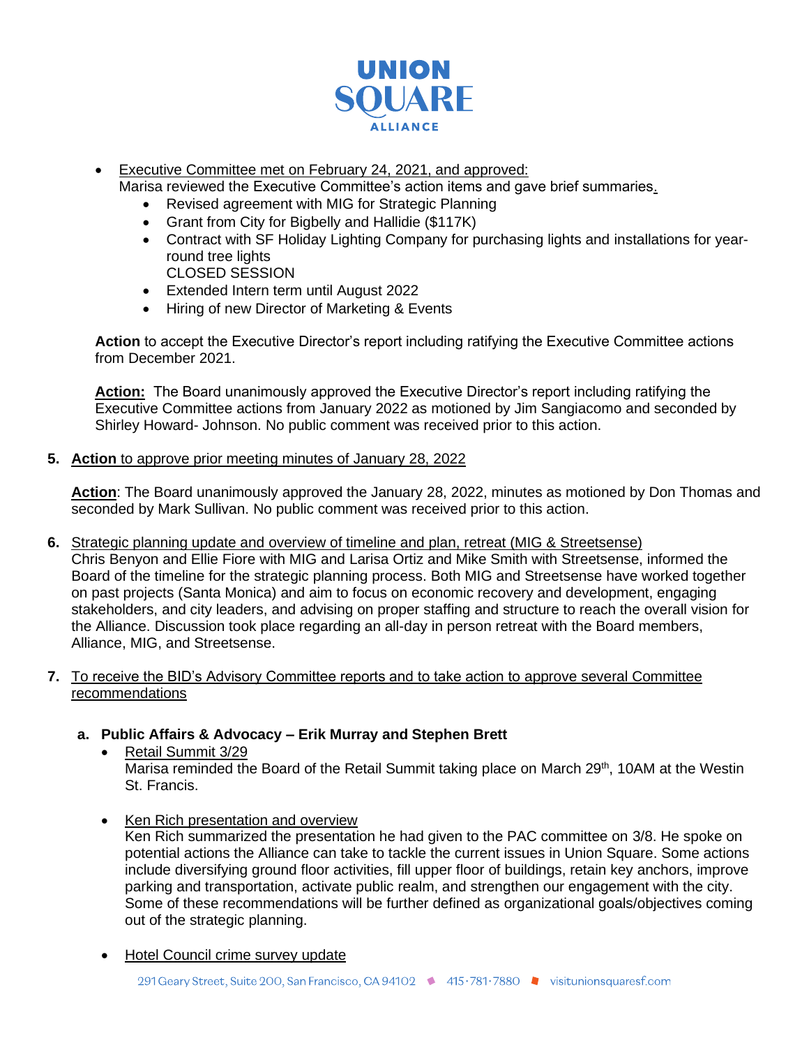- Executive Committee met on February 24, 2021, and approved:
  Marisa reviewed the Executive Committee's action items and gave brief summaries.
  - Revised agreement with MIG for Strategic Planning
  - Grant from City for Bigbelly and Hallidie ($117K)
  - Contract with SF Holiday Lighting Company for purchasing lights and installations for year-round tree lights
    CLOSED SESSION
  - Extended Intern term until August 2022
  - Hiring of new Director of Marketing & Events

**Action** to accept the Executive Director's report including ratifying the Executive Committee actions from December 2021.

**Action:** The Board unanimously approved the Executive Director's report including ratifying the Executive Committee actions from January 2022 as motioned by Jim Sangiacomo and seconded by Shirley Howard- Johnson. No public comment was received prior to this action.

5. **Action** to approve prior meeting minutes of January 28, 2022

   **Action**: The Board unanimously approved the January 28, 2022, minutes as motioned by Don Thomas and seconded by Mark Sullivan. No public comment was received prior to this action.

6. Strategic planning update and overview of timeline and plan, retreat (MIG & Streetsense)
   Chris Benyon and Ellie Fiore with MIG and Larisa Ortiz and Mike Smith with Streetsense, informed the Board of the timeline for the strategic planning process. Both MIG and Streetsense have worked together on past projects (Santa Monica) and aim to focus on economic recovery and development, engaging stakeholders, and city leaders, and advising on proper staffing and structure to reach the overall vision for the Alliance. Discussion took place regarding an all-day in person retreat with the Board members, Alliance, MIG, and Streetsense.

7. To receive the BID's Advisory Committee reports and to take action to approve several Committee recommendations

   **a. Public Affairs & Advocacy – Erik Murray and Stephen Brett**

   - Retail Summit 3/29
     Marisa reminded the Board of the Retail Summit taking place on March 29th, 10AM at the Westin St. Francis.

   - Ken Rich presentation and overview
     Ken Rich summarized the presentation he had given to the PAC committee on 3/8. He spoke on potential actions the Alliance can take to tackle the current issues in Union Square. Some actions include diversifying ground floor activities, fill upper floor of buildings, retain key anchors, improve parking and transportation, activate public realm, and strengthen our engagement with the city. Some of these recommendations will be further defined as organizational goals/objectives coming out of the strategic planning.

   - Hotel Council crime survey update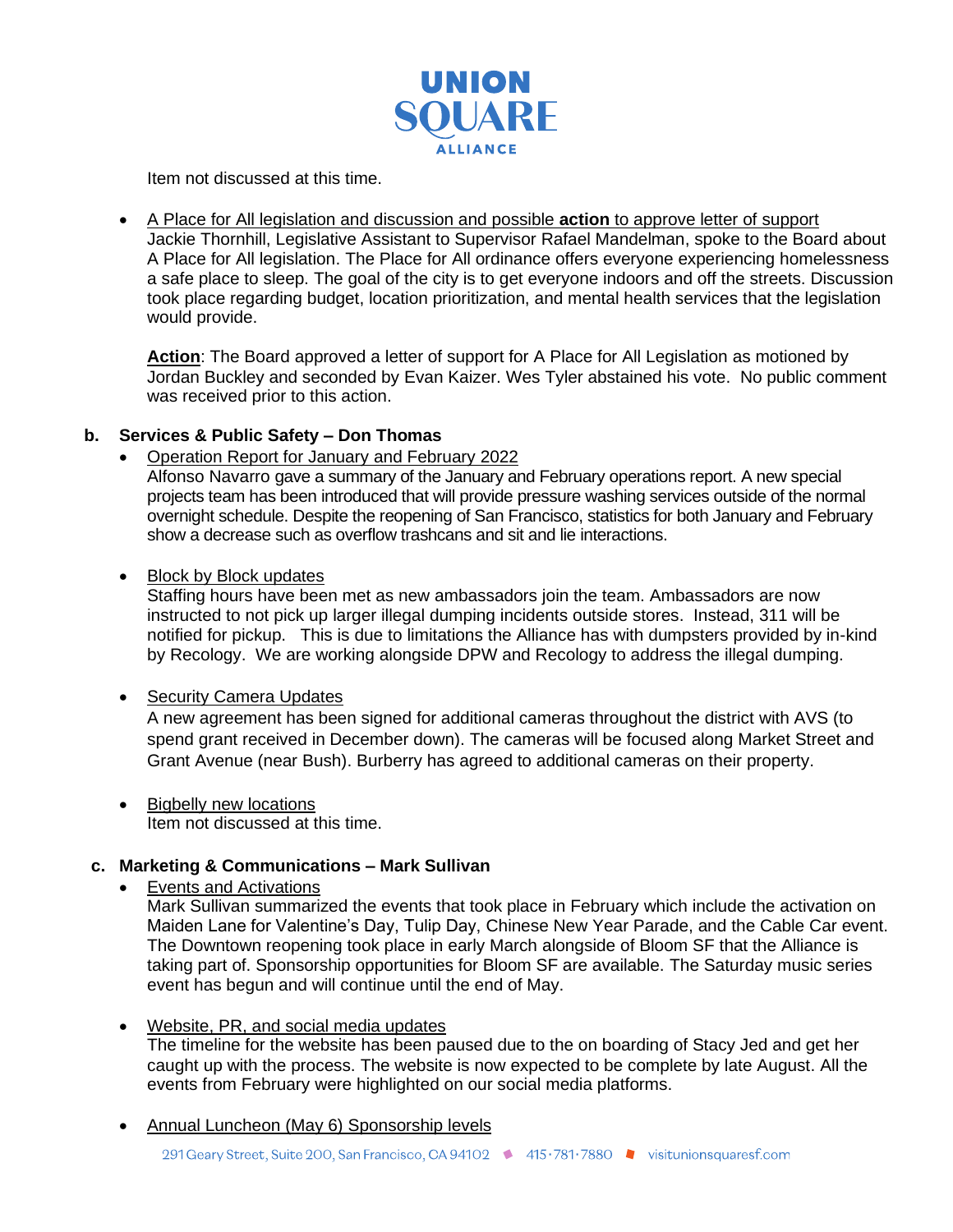Item not discussed at this time.

- A Place for All legislation and discussion and possible **action** to approve letter of support
  Jackie Thornhill, Legislative Assistant to Supervisor Rafael Mandelman, spoke to the Board about A Place for All legislation. The Place for All ordinance offers everyone experiencing homelessness a safe place to sleep. The goal of the city is to get everyone indoors and off the streets. Discussion took place regarding budget, location prioritization, and mental health services that the legislation would provide.

  **Action**: The Board approved a letter of support for A Place for All Legislation as motioned by Jordan Buckley and seconded by Evan Kaizer. Wes Tyler abstained his vote. No public comment was received prior to this action.

**b. Services & Public Safety – Don Thomas**

- Operation Report for January and February 2022
  Alfonso Navarro gave a summary of the January and February operations report. A new special projects team has been introduced that will provide pressure washing services outside of the normal overnight schedule. Despite the reopening of San Francisco, statistics for both January and February show a decrease such as overflow trashcans and sit and lie interactions.

- Block by Block updates
  Staffing hours have been met as new ambassadors join the team. Ambassadors are now instructed to not pick up larger illegal dumping incidents outside stores. Instead, 311 will be notified for pickup. This is due to limitations the Alliance has with dumpsters provided by in-kind by Recology. We are working alongside DPW and Recology to address the illegal dumping.

- Security Camera Updates
  A new agreement has been signed for additional cameras throughout the district with AVS (to spend grant received in December down). The cameras will be focused along Market Street and Grant Avenue (near Bush). Burberry has agreed to additional cameras on their property.

- Bigbelly new locations
  Item not discussed at this time.

**c. Marketing & Communications – Mark Sullivan**

- Events and Activations
  Mark Sullivan summarized the events that took place in February which include the activation on Maiden Lane for Valentine's Day, Tulip Day, Chinese New Year Parade, and the Cable Car event. The Downtown reopening took place in early March alongside of Bloom SF that the Alliance is taking part of. Sponsorship opportunities for Bloom SF are available. The Saturday music series event has begun and will continue until the end of May.

- Website, PR, and social media updates
  The timeline for the website has been paused due to the on boarding of Stacy Jed and get her caught up with the process. The website is now expected to be complete by late August. All the events from February were highlighted on our social media platforms.

- Annual Luncheon (May 6) Sponsorship levels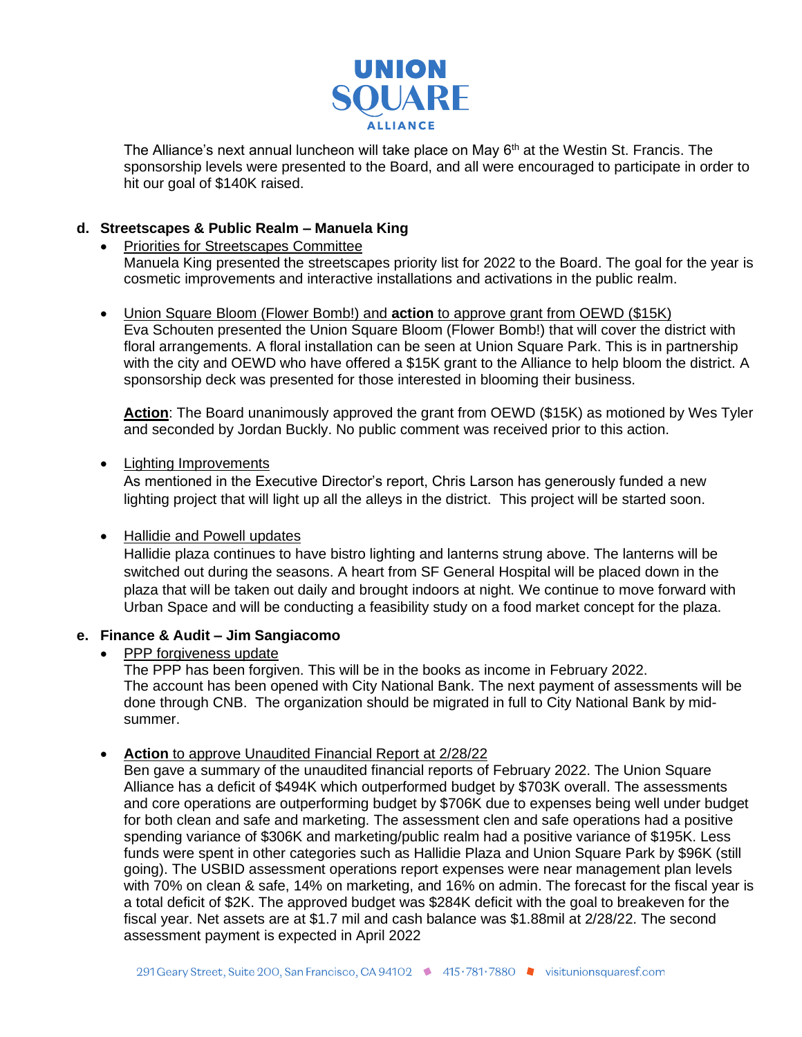The Alliance's next annual luncheon will take place on May 6th at the Westin St. Francis. The sponsorship levels were presented to the Board, and all were encouraged to participate in order to hit our goal of $140K raised.

**d. Streetscapes & Public Realm – Manuela King**

- Priorities for Streetscapes Committee
  Manuela King presented the streetscapes priority list for 2022 to the Board. The goal for the year is cosmetic improvements and interactive installations and activations in the public realm.

- Union Square Bloom (Flower Bomb!) and **action** to approve grant from OEWD ($15K)
  Eva Schouten presented the Union Square Bloom (Flower Bomb!) that will cover the district with floral arrangements. A floral installation can be seen at Union Square Park. This is in partnership with the city and OEWD who have offered a $15K grant to the Alliance to help bloom the district. A sponsorship deck was presented for those interested in blooming their business.

  **Action**: The Board unanimously approved the grant from OEWD ($15K) as motioned by Wes Tyler and seconded by Jordan Buckly. No public comment was received prior to this action.

- Lighting Improvements
  As mentioned in the Executive Director's report, Chris Larson has generously funded a new lighting project that will light up all the alleys in the district. This project will be started soon.

- Hallidie and Powell updates
  Hallidie plaza continues to have bistro lighting and lanterns strung above. The lanterns will be switched out during the seasons. A heart from SF General Hospital will be placed down in the plaza that will be taken out daily and brought indoors at night. We continue to move forward with Urban Space and will be conducting a feasibility study on a food market concept for the plaza.

**e. Finance & Audit – Jim Sangiacomo**

- PPP forgiveness update
  The PPP has been forgiven. This will be in the books as income in February 2022.
  The account has been opened with City National Bank. The next payment of assessments will be done through CNB. The organization should be migrated in full to City National Bank by mid-summer.

- **Action** to approve Unaudited Financial Report at 2/28/22
  Ben gave a summary of the unaudited financial reports of February 2022. The Union Square Alliance has a deficit of $494K which outperformed budget by $703K overall. The assessments and core operations are outperforming budget by $706K due to expenses being well under budget for both clean and safe and marketing. The assessment clen and safe operations had a positive spending variance of $306K and marketing/public realm had a positive variance of $195K. Less funds were spent in other categories such as Hallidie Plaza and Union Square Park by $96K (still going). The USBID assessment operations report expenses were near management plan levels with 70% on clean & safe, 14% on marketing, and 16% on admin. The forecast for the fiscal year is a total deficit of $2K. The approved budget was $284K deficit with the goal to breakeven for the fiscal year. Net assets are at $1.7 mil and cash balance was $1.88mil at 2/28/22. The second assessment payment is expected in April 2022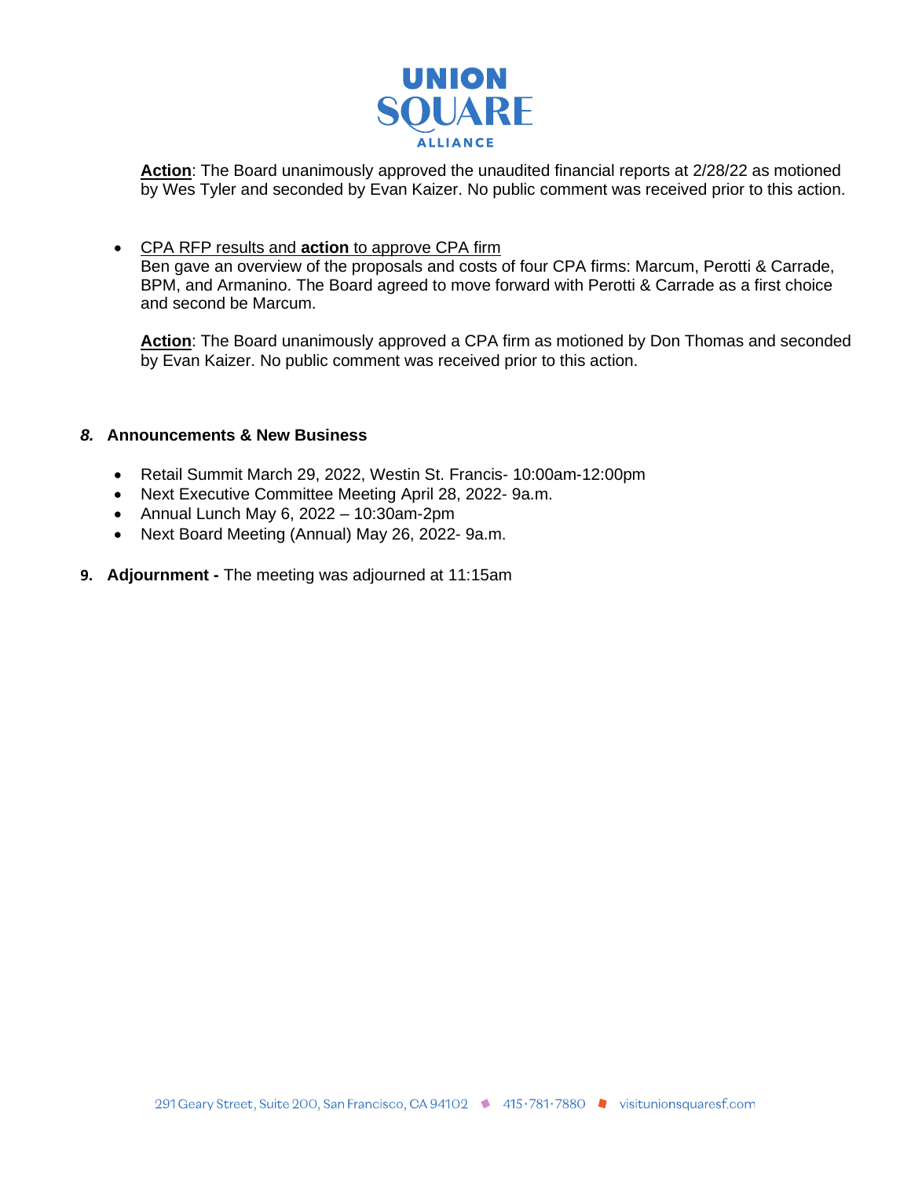**<u>Action</u>**: The Board unanimously approved the unaudited financial reports at 2/28/22 as motioned by Wes Tyler and seconded by Evan Kaizer. No public comment was received prior to this action.

- <u>CPA RFP results and **action** to approve CPA firm</u>
  Ben gave an overview of the proposals and costs of four CPA firms: Marcum, Perotti & Carrade, BPM, and Armanino. The Board agreed to move forward with Perotti & Carrade as a first choice and second be Marcum.

  **<u>Action</u>**: The Board unanimously approved a CPA firm as motioned by Don Thomas and seconded by Evan Kaizer. No public comment was received prior to this action.

***8.*** **Announcements & New Business**

- Retail Summit March 29, 2022, Westin St. Francis- 10:00am-12:00pm
- Next Executive Committee Meeting April 28, 2022- 9a.m.
- Annual Lunch May 6, 2022 – 10:30am-2pm
- Next Board Meeting (Annual) May 26, 2022- 9a.m.

**9. Adjournment -** The meeting was adjourned at 11:15am